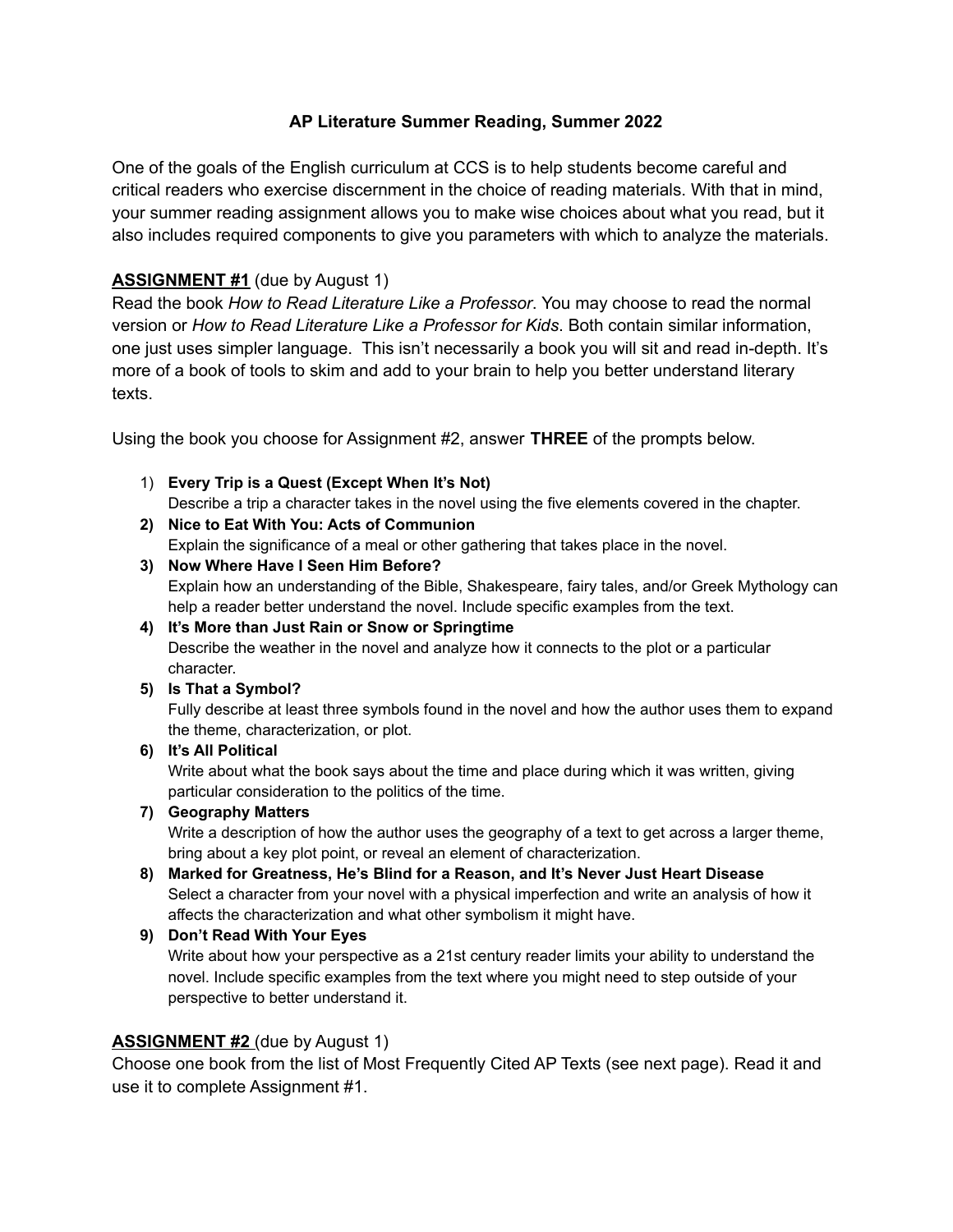# AP Literature Summer Reading, Summer 2022

One of the goals of the English curriculum at CCS is to help students become careful and critical readers who exercise discernment in the choice of reading materials. With that in mind, your summer reading assignment allows you to make wise choices about what you read, but it also includes required components to give you parameters with which to analyze the materials.

**ASSIGNMENT #1** (due by August 1)

Read the book *How to Read Literature Like a Professor*. You may choose to read the normal version or *How to Read Literature Like a Professor for Kids*. Both contain similar information, one just uses simpler language. This isn't necessarily a book you will sit and read in-depth. It's more of a book of tools to skim and add to your brain to help you better understand literary texts.

Using the book you choose for Assignment #2, answer **THREE** of the prompts below.

1) **Every Trip is a Quest (Except When It's Not)**
   Describe a trip a character takes in the novel using the five elements covered in the chapter.
2) **Nice to Eat With You: Acts of Communion**
   Explain the significance of a meal or other gathering that takes place in the novel.
3) **Now Where Have I Seen Him Before?**
   Explain how an understanding of the Bible, Shakespeare, fairy tales, and/or Greek Mythology can help a reader better understand the novel. Include specific examples from the text.
4) **It's More than Just Rain or Snow or Springtime**
   Describe the weather in the novel and analyze how it connects to the plot or a particular character.
5) **Is That a Symbol?**
   Fully describe at least three symbols found in the novel and how the author uses them to expand the theme, characterization, or plot.
6) **It's All Political**
   Write about what the book says about the time and place during which it was written, giving particular consideration to the politics of the time.
7) **Geography Matters**
   Write a description of how the author uses the geography of a text to get across a larger theme, bring about a key plot point, or reveal an element of characterization.
8) **Marked for Greatness, He's Blind for a Reason, and It's Never Just Heart Disease**
   Select a character from your novel with a physical imperfection and write an analysis of how it affects the characterization and what other symbolism it might have.
9) **Don't Read With Your Eyes**
   Write about how your perspective as a 21st century reader limits your ability to understand the novel. Include specific examples from the text where you might need to step outside of your perspective to better understand it.

**ASSIGNMENT #2** (due by August 1)

Choose one book from the list of Most Frequently Cited AP Texts (see next page). Read it and use it to complete Assignment #1.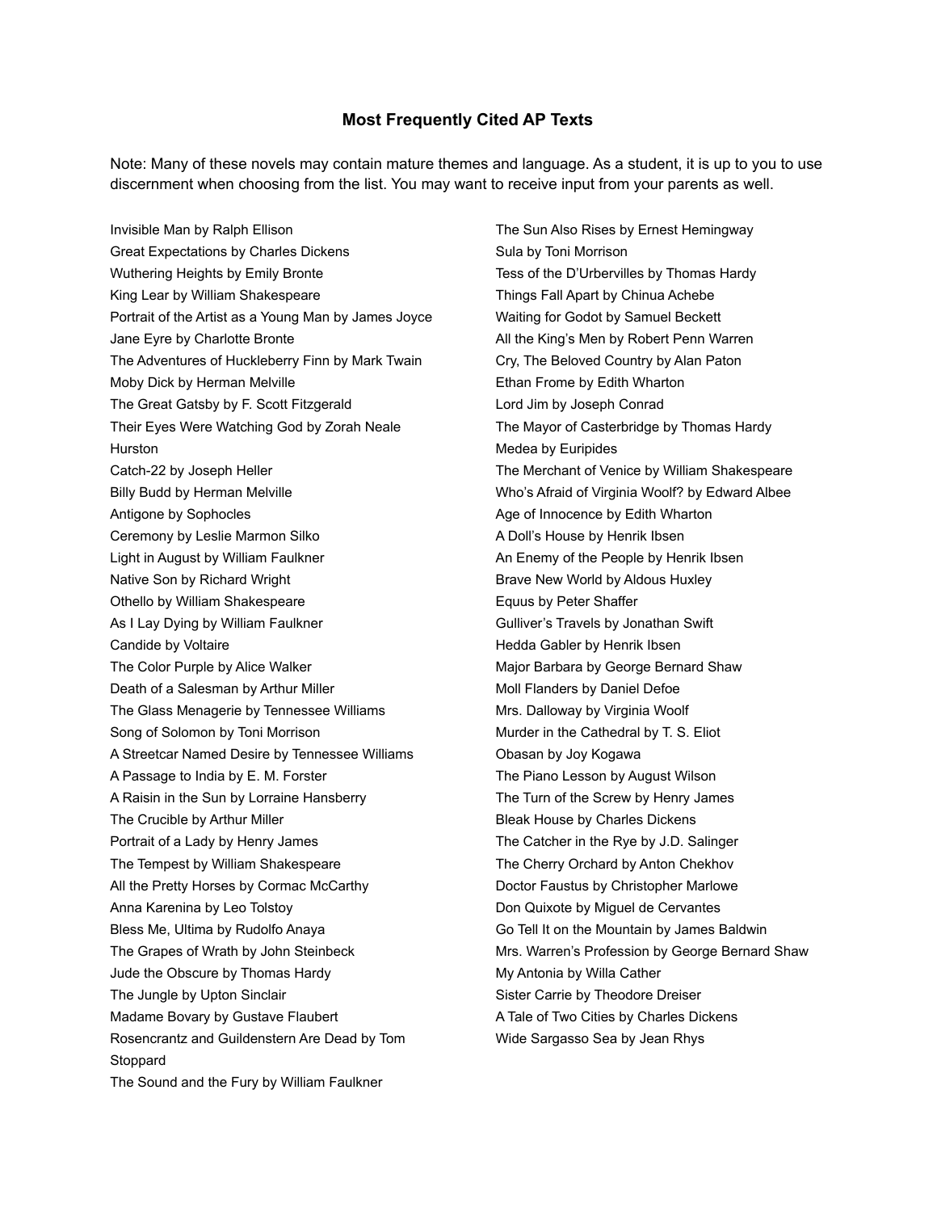## Most Frequently Cited AP Texts

Note: Many of these novels may contain mature themes and language. As a student, it is up to you to use discernment when choosing from the list. You may want to receive input from your parents as well.

Invisible Man by Ralph Ellison
Great Expectations by Charles Dickens
Wuthering Heights by Emily Bronte
King Lear by William Shakespeare
Portrait of the Artist as a Young Man by James Joyce
Jane Eyre by Charlotte Bronte
The Adventures of Huckleberry Finn by Mark Twain
Moby Dick by Herman Melville
The Great Gatsby by F. Scott Fitzgerald
Their Eyes Were Watching God by Zorah Neale Hurston
Catch-22 by Joseph Heller
Billy Budd by Herman Melville
Antigone by Sophocles
Ceremony by Leslie Marmon Silko
Light in August by William Faulkner
Native Son by Richard Wright
Othello by William Shakespeare
As I Lay Dying by William Faulkner
Candide by Voltaire
The Color Purple by Alice Walker
Death of a Salesman by Arthur Miller
The Glass Menagerie by Tennessee Williams
Song of Solomon by Toni Morrison
A Streetcar Named Desire by Tennessee Williams
A Passage to India by E. M. Forster
A Raisin in the Sun by Lorraine Hansberry
The Crucible by Arthur Miller
Portrait of a Lady by Henry James
The Tempest by William Shakespeare
All the Pretty Horses by Cormac McCarthy
Anna Karenina by Leo Tolstoy
Bless Me, Ultima by Rudolfo Anaya
The Grapes of Wrath by John Steinbeck
Jude the Obscure by Thomas Hardy
The Jungle by Upton Sinclair
Madame Bovary by Gustave Flaubert
Rosencrantz and Guildenstern Are Dead by Tom Stoppard
The Sound and the Fury by William Faulkner
The Sun Also Rises by Ernest Hemingway
Sula by Toni Morrison
Tess of the D'Urbervilles by Thomas Hardy
Things Fall Apart by Chinua Achebe
Waiting for Godot by Samuel Beckett
All the King's Men by Robert Penn Warren
Cry, The Beloved Country by Alan Paton
Ethan Frome by Edith Wharton
Lord Jim by Joseph Conrad
The Mayor of Casterbridge by Thomas Hardy
Medea by Euripides
The Merchant of Venice by William Shakespeare
Who's Afraid of Virginia Woolf? by Edward Albee
Age of Innocence by Edith Wharton
A Doll's House by Henrik Ibsen
An Enemy of the People by Henrik Ibsen
Brave New World by Aldous Huxley
Equus by Peter Shaffer
Gulliver's Travels by Jonathan Swift
Hedda Gabler by Henrik Ibsen
Major Barbara by George Bernard Shaw
Moll Flanders by Daniel Defoe
Mrs. Dalloway by Virginia Woolf
Murder in the Cathedral by T. S. Eliot
Obasan by Joy Kogawa
The Piano Lesson by August Wilson
The Turn of the Screw by Henry James
Bleak House by Charles Dickens
The Catcher in the Rye by J.D. Salinger
The Cherry Orchard by Anton Chekhov
Doctor Faustus by Christopher Marlowe
Don Quixote by Miguel de Cervantes
Go Tell It on the Mountain by James Baldwin
Mrs. Warren's Profession by George Bernard Shaw
My Antonia by Willa Cather
Sister Carrie by Theodore Dreiser
A Tale of Two Cities by Charles Dickens
Wide Sargasso Sea by Jean Rhys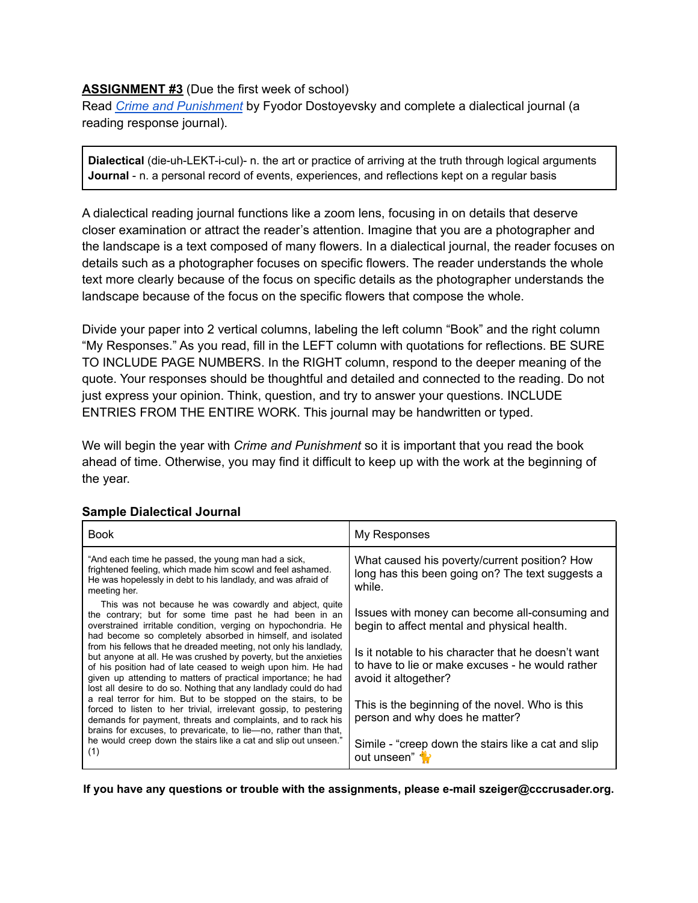**<u>ASSIGNMENT #3</u>** (Due the first week of school)
Read *Crime and Punishment* by Fyodor Dostoyevsky and complete a dialectical journal (a reading response journal).

> **Dialectical** (die-uh-LEKT-i-cul)- n. the art or practice of arriving at the truth through logical arguments
> **Journal** - n. a personal record of events, experiences, and reflections kept on a regular basis

A dialectical reading journal functions like a zoom lens, focusing in on details that deserve closer examination or attract the reader's attention. Imagine that you are a photographer and the landscape is a text composed of many flowers. In a dialectical journal, the reader focuses on details such as a photographer focuses on specific flowers. The reader understands the whole text more clearly because of the focus on specific details as the photographer understands the landscape because of the focus on the specific flowers that compose the whole.

Divide your paper into 2 vertical columns, labeling the left column "Book" and the right column "My Responses." As you read, fill in the LEFT column with quotations for reflections. BE SURE TO INCLUDE PAGE NUMBERS. In the RIGHT column, respond to the deeper meaning of the quote. Your responses should be thoughtful and detailed and connected to the reading. Do not just express your opinion. Think, question, and try to answer your questions. INCLUDE ENTRIES FROM THE ENTIRE WORK. This journal may be handwritten or typed.

We will begin the year with *Crime and Punishment* so it is important that you read the book ahead of time. Otherwise, you may find it difficult to keep up with the work at the beginning of the year.

### Sample Dialectical Journal

| Book | My Responses |
|---|---|
| "And each time he passed, the young man had a sick, frightened feeling, which made him scowl and feel ashamed. He was hopelessly in debt to his landlady, and was afraid of meeting her.<br>This was not because he was cowardly and abject, quite the contrary; but for some time past he had been in an overstrained irritable condition, verging on hypochondria. He had become so completely absorbed in himself, and isolated from his fellows that he dreaded meeting, not only his landlady, but anyone at all. He was crushed by poverty, but the anxieties of his position had of late ceased to weigh upon him. He had given up attending to matters of practical importance; he had lost all desire to do so. Nothing that any landlady could do had a real terror for him. But to be stopped on the stairs, to be forced to listen to her trivial, irrelevant gossip, to pestering demands for payment, threats and complaints, and to rack his brains for excuses, to prevaricate, to lie—no, rather than that, he would creep down the stairs like a cat and slip out unseen." (1) | What caused his poverty/current position? How long has this been going on? The text suggests a while.<br><br>Issues with money can become all-consuming and begin to affect mental and physical health.<br><br>Is it notable to his character that he doesn't want to have to lie or make excuses - he would rather avoid it altogether?<br><br>This is the beginning of the novel. Who is this person and why does he matter?<br><br>Simile - "creep down the stairs like a cat and slip out unseen" 🐈 |

**If you have any questions or trouble with the assignments, please e-mail szeiger@cccrusader.org.**